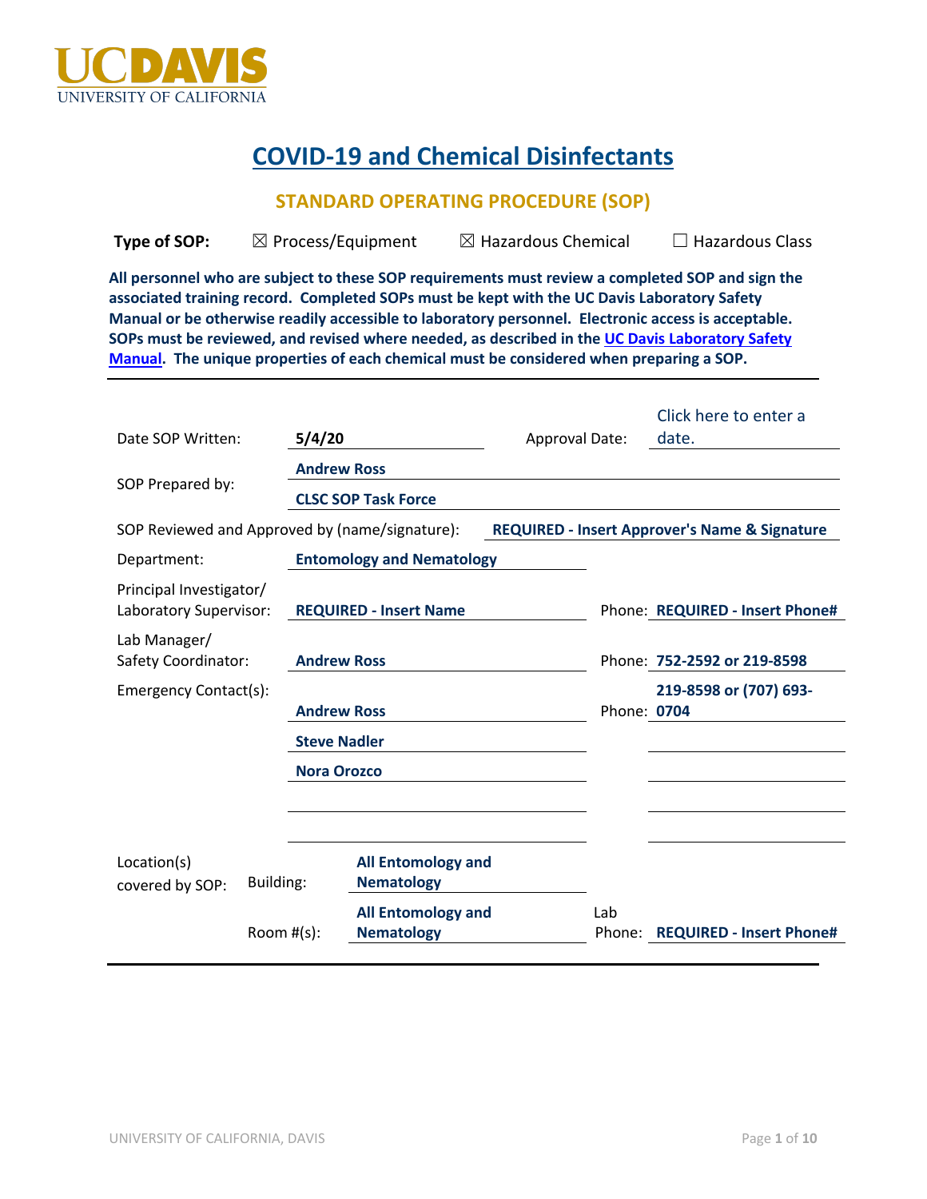UCDAVIS
UNIVERSITY OF CALIFORNIA

# COVID-19 and Chemical Disinfectants

## STANDARD OPERATING PROCEDURE (SOP)

**Type of SOP:** ☒ Process/Equipment ☒ Hazardous Chemical ☐ Hazardous Class

**All personnel who are subject to these SOP requirements must review a completed SOP and sign the associated training record. Completed SOPs must be kept with the UC Davis Laboratory Safety Manual or be otherwise readily accessible to laboratory personnel. Electronic access is acceptable. SOPs must be reviewed, and revised where needed, as described in the [UC Davis Laboratory Safety Manual](). The unique properties of each chemical must be considered when preparing a SOP.**

| | | | |
|---|---|---|---|
| Date SOP Written: | **5/4/20** | Approval Date: | Click here to enter a date. |
| SOP Prepared by: | **Andrew Ross** | | |
| | **CLSC SOP Task Force** | | |
| SOP Reviewed and Approved by (name/signature): | | | **REQUIRED - Insert Approver's Name & Signature** |
| Department: | **Entomology and Nematology** | | |
| Principal Investigator/ Laboratory Supervisor: | **REQUIRED - Insert Name** | Phone: | **REQUIRED - Insert Phone#** |
| Lab Manager/ Safety Coordinator: | **Andrew Ross** | Phone: | **752-2592 or 219-8598** |
| Emergency Contact(s): | **Andrew Ross** | Phone: | **219-8598 or (707) 693-0704** |
| | **Steve Nadler** | | |
| | **Nora Orozco** | | |
| Location(s) covered by SOP: Building: | **All Entomology and Nematology** | | |
| Room #(s): | **All Entomology and Nematology** | Lab Phone: | **REQUIRED - Insert Phone#** |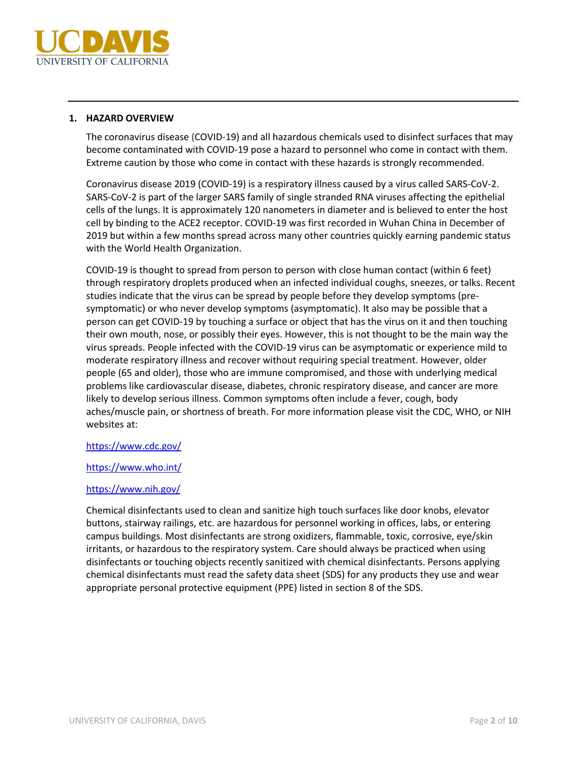## 1. HAZARD OVERVIEW

The coronavirus disease (COVID-19) and all hazardous chemicals used to disinfect surfaces that may become contaminated with COVID-19 pose a hazard to personnel who come in contact with them. Extreme caution by those who come in contact with these hazards is strongly recommended.

Coronavirus disease 2019 (COVID-19) is a respiratory illness caused by a virus called SARS-CoV-2. SARS-CoV-2 is part of the larger SARS family of single stranded RNA viruses affecting the epithelial cells of the lungs. It is approximately 120 nanometers in diameter and is believed to enter the host cell by binding to the ACE2 receptor. COVID-19 was first recorded in Wuhan China in December of 2019 but within a few months spread across many other countries quickly earning pandemic status with the World Health Organization.

COVID-19 is thought to spread from person to person with close human contact (within 6 feet) through respiratory droplets produced when an infected individual coughs, sneezes, or talks. Recent studies indicate that the virus can be spread by people before they develop symptoms (pre-symptomatic) or who never develop symptoms (asymptomatic). It also may be possible that a person can get COVID-19 by touching a surface or object that has the virus on it and then touching their own mouth, nose, or possibly their eyes. However, this is not thought to be the main way the virus spreads. People infected with the COVID-19 virus can be asymptomatic or experience mild to moderate respiratory illness and recover without requiring special treatment. However, older people (65 and older), those who are immune compromised, and those with underlying medical problems like cardiovascular disease, diabetes, chronic respiratory disease, and cancer are more likely to develop serious illness. Common symptoms often include a fever, cough, body aches/muscle pain, or shortness of breath. For more information please visit the CDC, WHO, or NIH websites at:

https://www.cdc.gov/

https://www.who.int/

https://www.nih.gov/

Chemical disinfectants used to clean and sanitize high touch surfaces like door knobs, elevator buttons, stairway railings, etc. are hazardous for personnel working in offices, labs, or entering campus buildings. Most disinfectants are strong oxidizers, flammable, toxic, corrosive, eye/skin irritants, or hazardous to the respiratory system. Care should always be practiced when using disinfectants or touching objects recently sanitized with chemical disinfectants. Persons applying chemical disinfectants must read the safety data sheet (SDS) for any products they use and wear appropriate personal protective equipment (PPE) listed in section 8 of the SDS.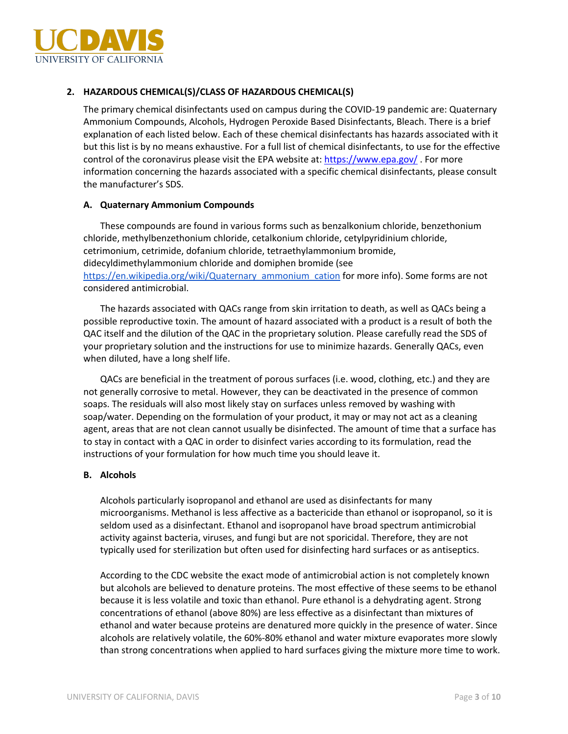## 2. HAZARDOUS CHEMICAL(S)/CLASS OF HAZARDOUS CHEMICAL(S)

The primary chemical disinfectants used on campus during the COVID-19 pandemic are: Quaternary Ammonium Compounds, Alcohols, Hydrogen Peroxide Based Disinfectants, Bleach. There is a brief explanation of each listed below. Each of these chemical disinfectants has hazards associated with it but this list is by no means exhaustive. For a full list of chemical disinfectants, to use for the effective control of the coronavirus please visit the EPA website at: https://www.epa.gov/ . For more information concerning the hazards associated with a specific chemical disinfectants, please consult the manufacturer's SDS.

### A. Quaternary Ammonium Compounds

These compounds are found in various forms such as benzalkonium chloride, benzethonium chloride, methylbenzethonium chloride, cetalkonium chloride, cetylpyridinium chloride, cetrimonium, cetrimide, dofanium chloride, tetraethylammonium bromide, didecyldimethylammonium chloride and domiphen bromide (see https://en.wikipedia.org/wiki/Quaternary_ammonium_cation for more info). Some forms are not considered antimicrobial.

The hazards associated with QACs range from skin irritation to death, as well as QACs being a possible reproductive toxin. The amount of hazard associated with a product is a result of both the QAC itself and the dilution of the QAC in the proprietary solution. Please carefully read the SDS of your proprietary solution and the instructions for use to minimize hazards. Generally QACs, even when diluted, have a long shelf life.

QACs are beneficial in the treatment of porous surfaces (i.e. wood, clothing, etc.) and they are not generally corrosive to metal. However, they can be deactivated in the presence of common soaps. The residuals will also most likely stay on surfaces unless removed by washing with soap/water. Depending on the formulation of your product, it may or may not act as a cleaning agent, areas that are not clean cannot usually be disinfected. The amount of time that a surface has to stay in contact with a QAC in order to disinfect varies according to its formulation, read the instructions of your formulation for how much time you should leave it.

### B. Alcohols

Alcohols particularly isopropanol and ethanol are used as disinfectants for many microorganisms. Methanol is less affective as a bactericide than ethanol or isopropanol, so it is seldom used as a disinfectant. Ethanol and isopropanol have broad spectrum antimicrobial activity against bacteria, viruses, and fungi but are not sporicidal. Therefore, they are not typically used for sterilization but often used for disinfecting hard surfaces or as antiseptics.

According to the CDC website the exact mode of antimicrobial action is not completely known but alcohols are believed to denature proteins. The most effective of these seems to be ethanol because it is less volatile and toxic than ethanol. Pure ethanol is a dehydrating agent. Strong concentrations of ethanol (above 80%) are less effective as a disinfectant than mixtures of ethanol and water because proteins are denatured more quickly in the presence of water. Since alcohols are relatively volatile, the 60%-80% ethanol and water mixture evaporates more slowly than strong concentrations when applied to hard surfaces giving the mixture more time to work.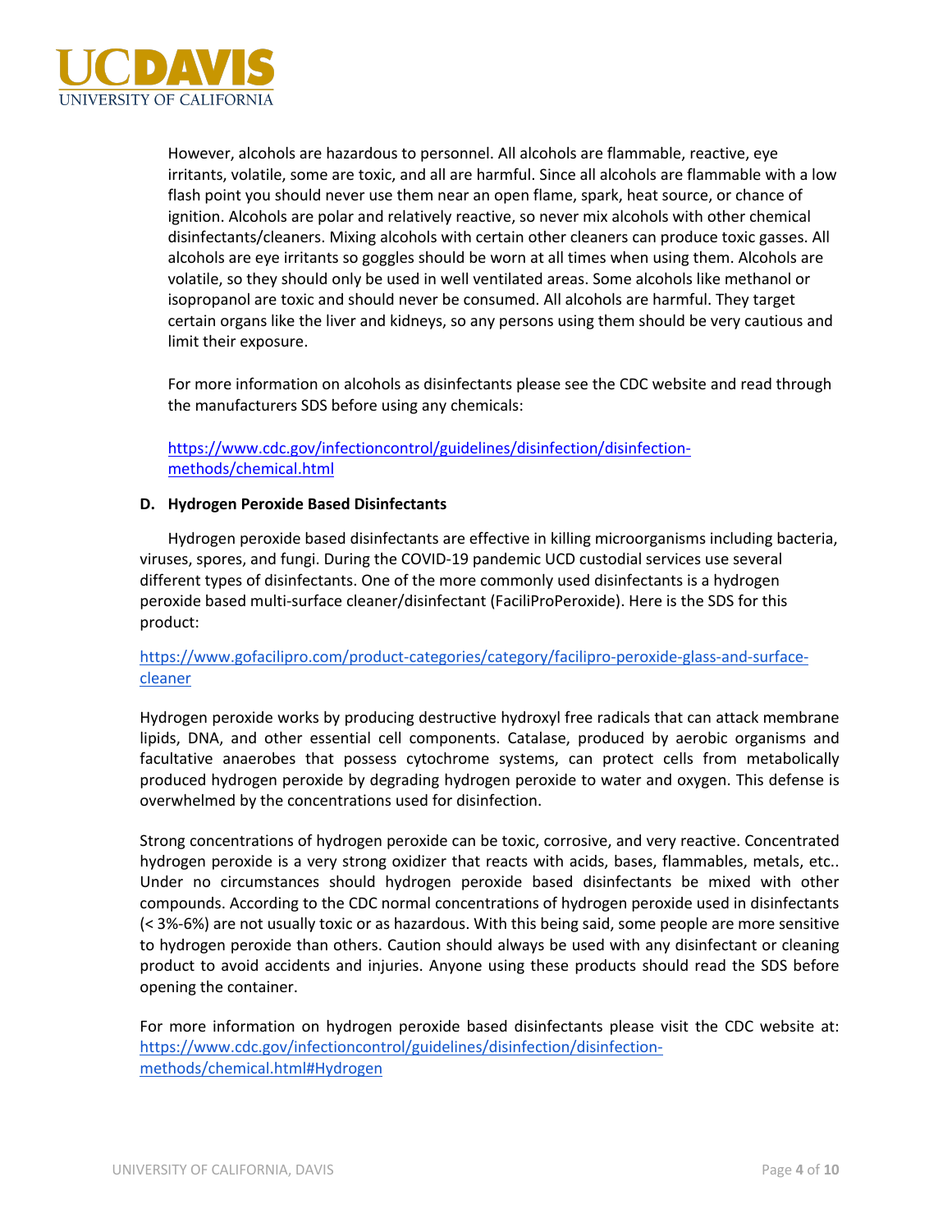However, alcohols are hazardous to personnel. All alcohols are flammable, reactive, eye irritants, volatile, some are toxic, and all are harmful. Since all alcohols are flammable with a low flash point you should never use them near an open flame, spark, heat source, or chance of ignition. Alcohols are polar and relatively reactive, so never mix alcohols with other chemical disinfectants/cleaners. Mixing alcohols with certain other cleaners can produce toxic gasses. All alcohols are eye irritants so goggles should be worn at all times when using them. Alcohols are volatile, so they should only be used in well ventilated areas. Some alcohols like methanol or isopropanol are toxic and should never be consumed. All alcohols are harmful. They target certain organs like the liver and kidneys, so any persons using them should be very cautious and limit their exposure.

For more information on alcohols as disinfectants please see the CDC website and read through the manufacturers SDS before using any chemicals:

https://www.cdc.gov/infectioncontrol/guidelines/disinfection/disinfection-methods/chemical.html

**D. Hydrogen Peroxide Based Disinfectants**

Hydrogen peroxide based disinfectants are effective in killing microorganisms including bacteria, viruses, spores, and fungi. During the COVID-19 pandemic UCD custodial services use several different types of disinfectants. One of the more commonly used disinfectants is a hydrogen peroxide based multi-surface cleaner/disinfectant (FaciliProPeroxide). Here is the SDS for this product:

https://www.gofacilipro.com/product-categories/category/facilipro-peroxide-glass-and-surface-cleaner

Hydrogen peroxide works by producing destructive hydroxyl free radicals that can attack membrane lipids, DNA, and other essential cell components. Catalase, produced by aerobic organisms and facultative anaerobes that possess cytochrome systems, can protect cells from metabolically produced hydrogen peroxide by degrading hydrogen peroxide to water and oxygen. This defense is overwhelmed by the concentrations used for disinfection.

Strong concentrations of hydrogen peroxide can be toxic, corrosive, and very reactive. Concentrated hydrogen peroxide is a very strong oxidizer that reacts with acids, bases, flammables, metals, etc.. Under no circumstances should hydrogen peroxide based disinfectants be mixed with other compounds. According to the CDC normal concentrations of hydrogen peroxide used in disinfectants (< 3%-6%) are not usually toxic or as hazardous. With this being said, some people are more sensitive to hydrogen peroxide than others. Caution should always be used with any disinfectant or cleaning product to avoid accidents and injuries. Anyone using these products should read the SDS before opening the container.

For more information on hydrogen peroxide based disinfectants please visit the CDC website at: https://www.cdc.gov/infectioncontrol/guidelines/disinfection/disinfection-methods/chemical.html#Hydrogen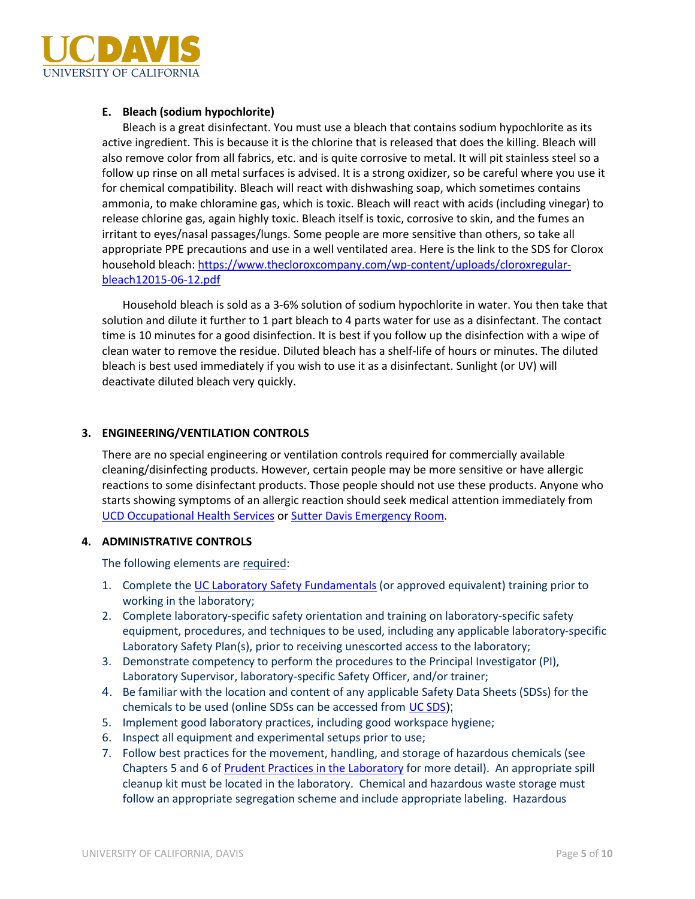### E. Bleach (sodium hypochlorite)

Bleach is a great disinfectant. You must use a bleach that contains sodium hypochlorite as its active ingredient. This is because it is the chlorine that is released that does the killing. Bleach will also remove color from all fabrics, etc. and is quite corrosive to metal. It will pit stainless steel so a follow up rinse on all metal surfaces is advised. It is a strong oxidizer, so be careful where you use it for chemical compatibility. Bleach will react with dishwashing soap, which sometimes contains ammonia, to make chloramine gas, which is toxic. Bleach will react with acids (including vinegar) to release chlorine gas, again highly toxic. Bleach itself is toxic, corrosive to skin, and the fumes an irritant to eyes/nasal passages/lungs. Some people are more sensitive than others, so take all appropriate PPE precautions and use in a well ventilated area. Here is the link to the SDS for Clorox household bleach: [https://www.thecloroxcompany.com/wp-content/uploads/cloroxregular-bleach12015-06-12.pdf](https://www.thecloroxcompany.com/wp-content/uploads/cloroxregular-bleach12015-06-12.pdf)

Household bleach is sold as a 3-6% solution of sodium hypochlorite in water. You then take that solution and dilute it further to 1 part bleach to 4 parts water for use as a disinfectant. The contact time is 10 minutes for a good disinfection. It is best if you follow up the disinfection with a wipe of clean water to remove the residue. Diluted bleach has a shelf-life of hours or minutes. The diluted bleach is best used immediately if you wish to use it as a disinfectant. Sunlight (or UV) will deactivate diluted bleach very quickly.

## 3. ENGINEERING/VENTILATION CONTROLS

There are no special engineering or ventilation controls required for commercially available cleaning/disinfecting products. However, certain people may be more sensitive or have allergic reactions to some disinfectant products. Those people should not use these products. Anyone who starts showing symptoms of an allergic reaction should seek medical attention immediately from UCD Occupational Health Services or Sutter Davis Emergency Room.

## 4. ADMINISTRATIVE CONTROLS

The following elements are required:

1. Complete the UC Laboratory Safety Fundamentals (or approved equivalent) training prior to working in the laboratory;
2. Complete laboratory-specific safety orientation and training on laboratory-specific safety equipment, procedures, and techniques to be used, including any applicable laboratory-specific Laboratory Safety Plan(s), prior to receiving unescorted access to the laboratory;
3. Demonstrate competency to perform the procedures to the Principal Investigator (PI), Laboratory Supervisor, laboratory-specific Safety Officer, and/or trainer;
4. Be familiar with the location and content of any applicable Safety Data Sheets (SDSs) for the chemicals to be used (online SDSs can be accessed from UC SDS);
5. Implement good laboratory practices, including good workspace hygiene;
6. Inspect all equipment and experimental setups prior to use;
7. Follow best practices for the movement, handling, and storage of hazardous chemicals (see Chapters 5 and 6 of Prudent Practices in the Laboratory for more detail). An appropriate spill cleanup kit must be located in the laboratory. Chemical and hazardous waste storage must follow an appropriate segregation scheme and include appropriate labeling. Hazardous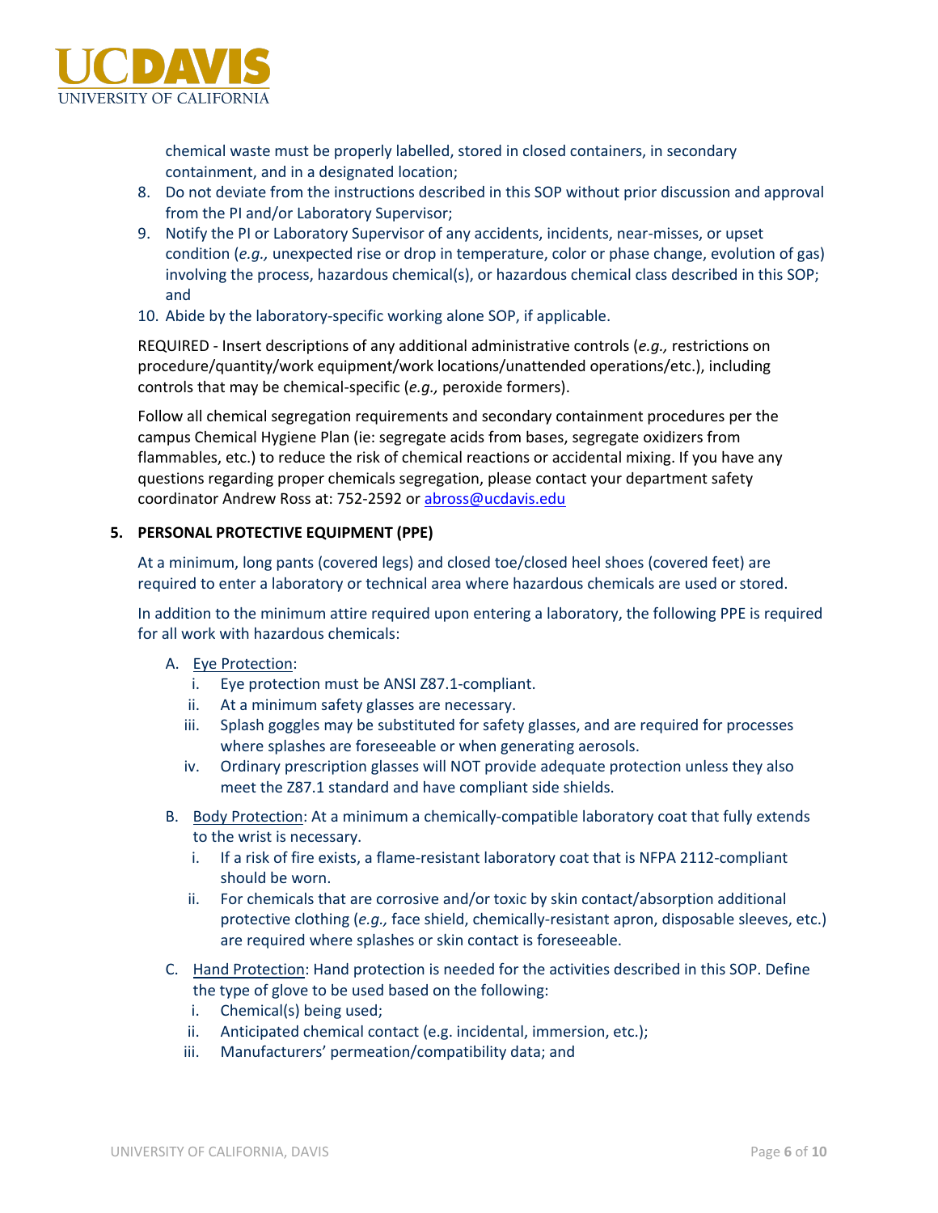chemical waste must be properly labelled, stored in closed containers, in secondary containment, and in a designated location;

8. Do not deviate from the instructions described in this SOP without prior discussion and approval from the PI and/or Laboratory Supervisor;
9. Notify the PI or Laboratory Supervisor of any accidents, incidents, near-misses, or upset condition (*e.g.,* unexpected rise or drop in temperature, color or phase change, evolution of gas) involving the process, hazardous chemical(s), or hazardous chemical class described in this SOP; and
10. Abide by the laboratory-specific working alone SOP, if applicable.

REQUIRED - Insert descriptions of any additional administrative controls (*e.g.,* restrictions on procedure/quantity/work equipment/work locations/unattended operations/etc.), including controls that may be chemical-specific (*e.g.,* peroxide formers).

Follow all chemical segregation requirements and secondary containment procedures per the campus Chemical Hygiene Plan (ie: segregate acids from bases, segregate oxidizers from flammables, etc.) to reduce the risk of chemical reactions or accidental mixing. If you have any questions regarding proper chemicals segregation, please contact your department safety coordinator Andrew Ross at: 752-2592 or abross@ucdavis.edu

## 5. PERSONAL PROTECTIVE EQUIPMENT (PPE)

At a minimum, long pants (covered legs) and closed toe/closed heel shoes (covered feet) are required to enter a laboratory or technical area where hazardous chemicals are used or stored.

In addition to the minimum attire required upon entering a laboratory, the following PPE is required for all work with hazardous chemicals:

A. Eye Protection:
   i. Eye protection must be ANSI Z87.1-compliant.
   ii. At a minimum safety glasses are necessary.
   iii. Splash goggles may be substituted for safety glasses, and are required for processes where splashes are foreseeable or when generating aerosols.
   iv. Ordinary prescription glasses will NOT provide adequate protection unless they also meet the Z87.1 standard and have compliant side shields.

B. Body Protection: At a minimum a chemically-compatible laboratory coat that fully extends to the wrist is necessary.
   i. If a risk of fire exists, a flame-resistant laboratory coat that is NFPA 2112-compliant should be worn.
   ii. For chemicals that are corrosive and/or toxic by skin contact/absorption additional protective clothing (*e.g.,* face shield, chemically-resistant apron, disposable sleeves, etc.) are required where splashes or skin contact is foreseeable.

C. Hand Protection: Hand protection is needed for the activities described in this SOP. Define the type of glove to be used based on the following:
   i. Chemical(s) being used;
   ii. Anticipated chemical contact (e.g. incidental, immersion, etc.);
   iii. Manufacturers' permeation/compatibility data; and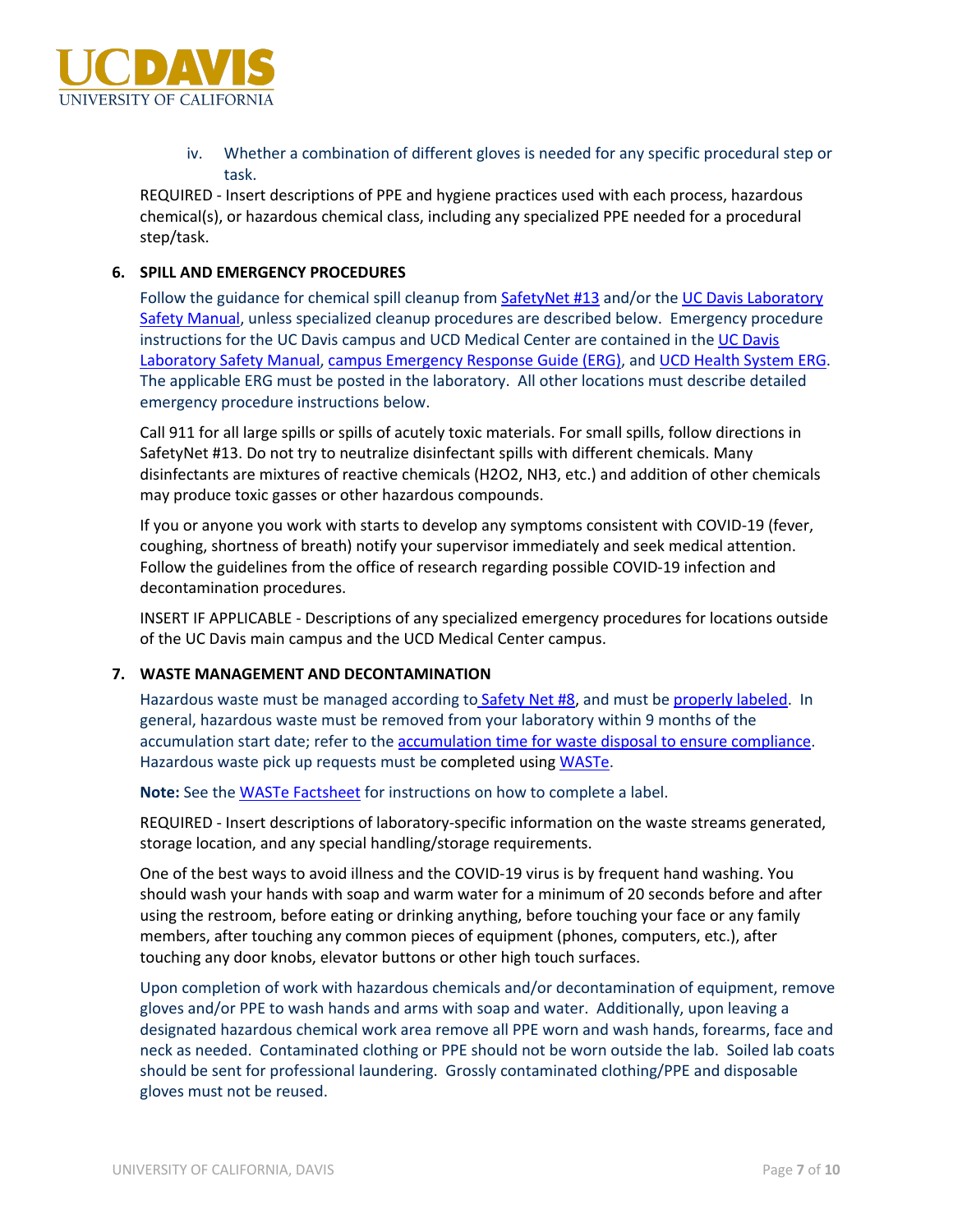iv. Whether a combination of different gloves is needed for any specific procedural step or task.

REQUIRED - Insert descriptions of PPE and hygiene practices used with each process, hazardous chemical(s), or hazardous chemical class, including any specialized PPE needed for a procedural step/task.

### 6. SPILL AND EMERGENCY PROCEDURES

Follow the guidance for chemical spill cleanup from SafetyNet #13 and/or the UC Davis Laboratory Safety Manual, unless specialized cleanup procedures are described below. Emergency procedure instructions for the UC Davis campus and UCD Medical Center are contained in the UC Davis Laboratory Safety Manual, campus Emergency Response Guide (ERG), and UCD Health System ERG. The applicable ERG must be posted in the laboratory. All other locations must describe detailed emergency procedure instructions below.

Call 911 for all large spills or spills of acutely toxic materials. For small spills, follow directions in SafetyNet #13. Do not try to neutralize disinfectant spills with different chemicals. Many disinfectants are mixtures of reactive chemicals ($H_2O_2$, $NH_3$, etc.) and addition of other chemicals may produce toxic gasses or other hazardous compounds.

If you or anyone you work with starts to develop any symptoms consistent with COVID-19 (fever, coughing, shortness of breath) notify your supervisor immediately and seek medical attention. Follow the guidelines from the office of research regarding possible COVID-19 infection and decontamination procedures.

INSERT IF APPLICABLE - Descriptions of any specialized emergency procedures for locations outside of the UC Davis main campus and the UCD Medical Center campus.

### 7. WASTE MANAGEMENT AND DECONTAMINATION

Hazardous waste must be managed according to Safety Net #8, and must be properly labeled. In general, hazardous waste must be removed from your laboratory within 9 months of the accumulation start date; refer to the accumulation time for waste disposal to ensure compliance. Hazardous waste pick up requests must be completed using WASTe.

**Note:** See the WASTe Factsheet for instructions on how to complete a label.

REQUIRED - Insert descriptions of laboratory-specific information on the waste streams generated, storage location, and any special handling/storage requirements.

One of the best ways to avoid illness and the COVID-19 virus is by frequent hand washing. You should wash your hands with soap and warm water for a minimum of 20 seconds before and after using the restroom, before eating or drinking anything, before touching your face or any family members, after touching any common pieces of equipment (phones, computers, etc.), after touching any door knobs, elevator buttons or other high touch surfaces.

Upon completion of work with hazardous chemicals and/or decontamination of equipment, remove gloves and/or PPE to wash hands and arms with soap and water. Additionally, upon leaving a designated hazardous chemical work area remove all PPE worn and wash hands, forearms, face and neck as needed. Contaminated clothing or PPE should not be worn outside the lab. Soiled lab coats should be sent for professional laundering. Grossly contaminated clothing/PPE and disposable gloves must not be reused.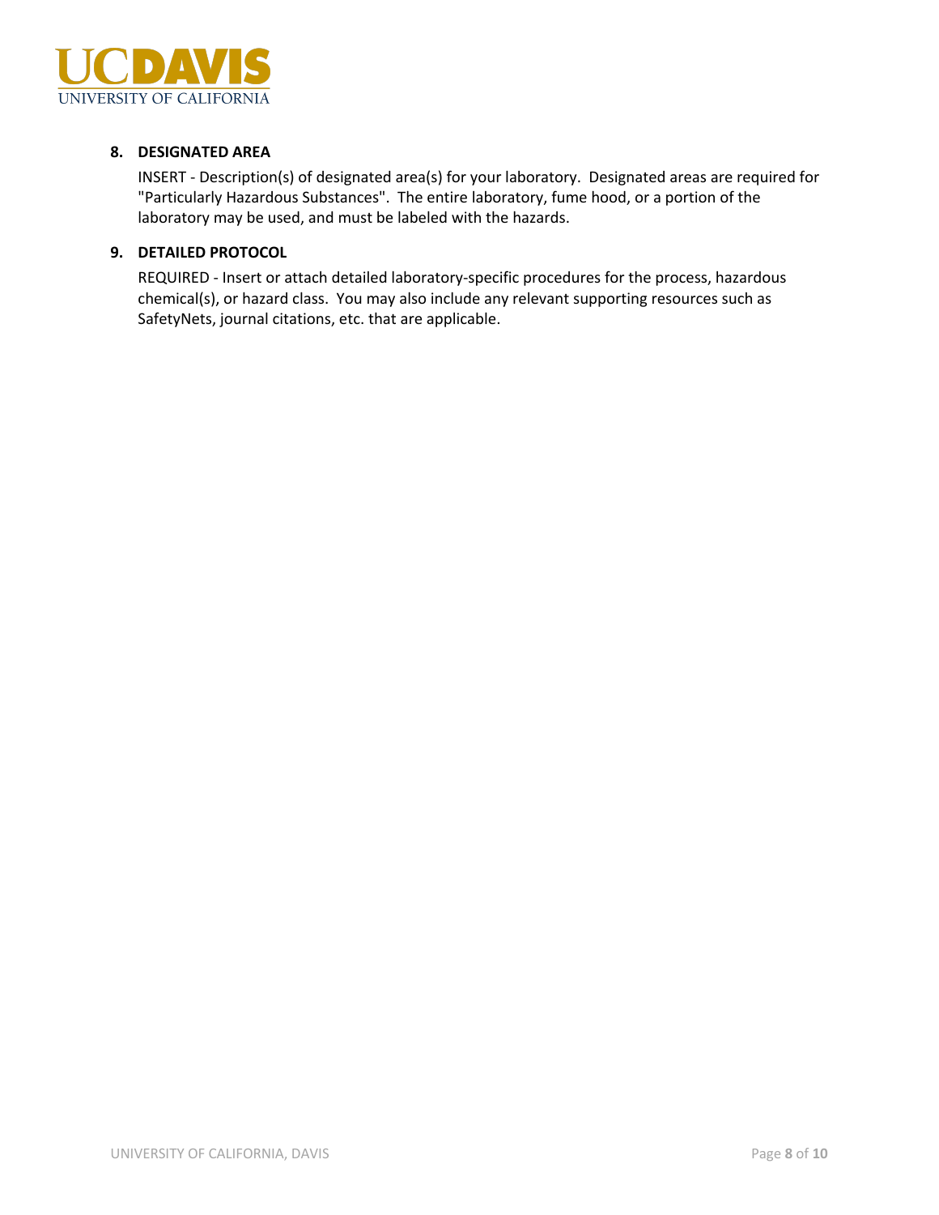## 8. DESIGNATED AREA

INSERT - Description(s) of designated area(s) for your laboratory. Designated areas are required for "Particularly Hazardous Substances". The entire laboratory, fume hood, or a portion of the laboratory may be used, and must be labeled with the hazards.

## 9. DETAILED PROTOCOL

REQUIRED - Insert or attach detailed laboratory-specific procedures for the process, hazardous chemical(s), or hazard class. You may also include any relevant supporting resources such as SafetyNets, journal citations, etc. that are applicable.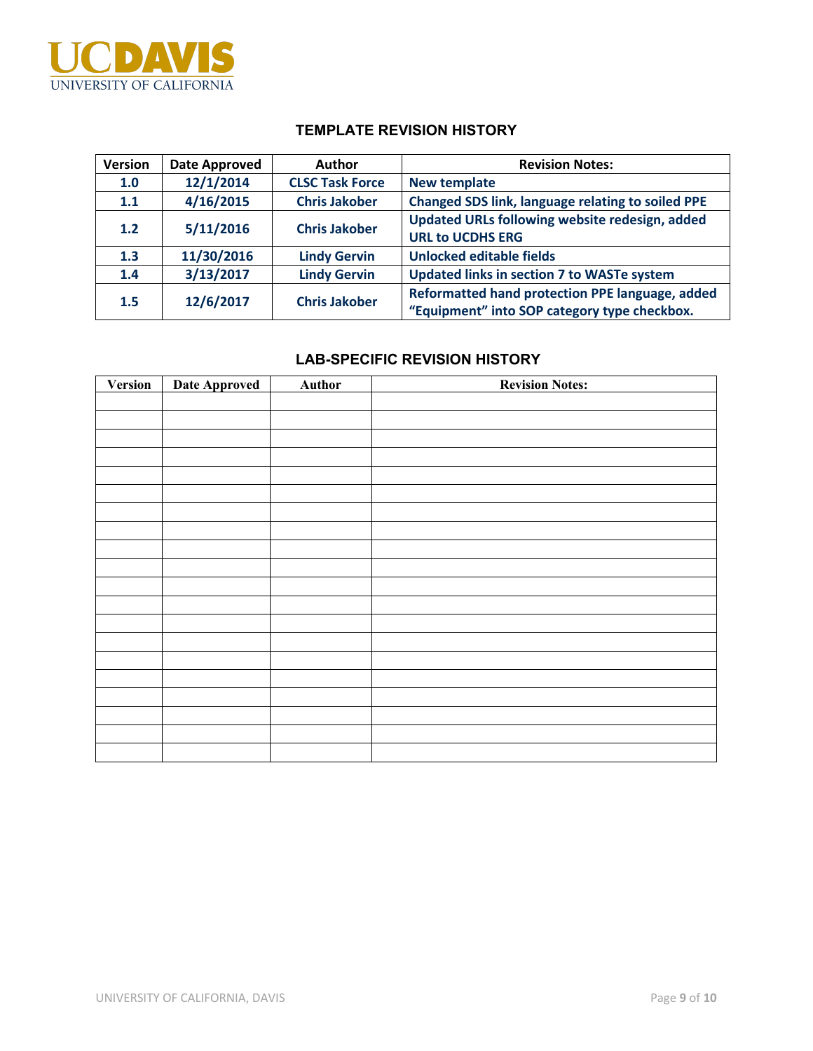## TEMPLATE REVISION HISTORY

| Version | Date Approved | Author | Revision Notes: |
|---|---|---|---|
| 1.0 | 12/1/2014 | CLSC Task Force | New template |
| 1.1 | 4/16/2015 | Chris Jakober | Changed SDS link, language relating to soiled PPE |
| 1.2 | 5/11/2016 | Chris Jakober | Updated URLs following website redesign, added URL to UCDHS ERG |
| 1.3 | 11/30/2016 | Lindy Gervin | Unlocked editable fields |
| 1.4 | 3/13/2017 | Lindy Gervin | Updated links in section 7 to WASTe system |
| 1.5 | 12/6/2017 | Chris Jakober | Reformatted hand protection PPE language, added "Equipment" into SOP category type checkbox. |

## LAB-SPECIFIC REVISION HISTORY

| Version | Date Approved | Author | Revision Notes: |
|---|---|---|---|
| | | | |
| | | | |
| | | | |
| | | | |
| | | | |
| | | | |
| | | | |
| | | | |
| | | | |
| | | | |
| | | | |
| | | | |
| | | | |
| | | | |
| | | | |
| | | | |
| | | | |
| | | | |
| | | | |
| | | | |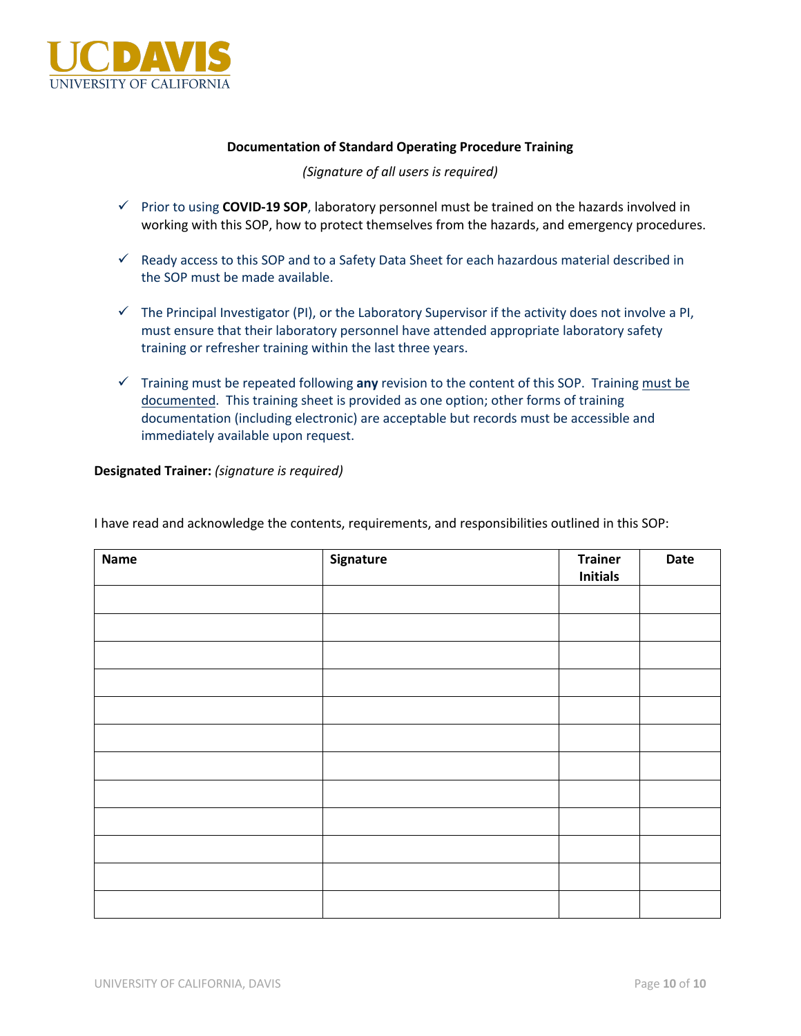**Documentation of Standard Operating Procedure Training**

*(Signature of all users is required)*

- ✓ Prior to using **COVID-19 SOP**, laboratory personnel must be trained on the hazards involved in working with this SOP, how to protect themselves from the hazards, and emergency procedures.
- ✓ Ready access to this SOP and to a Safety Data Sheet for each hazardous material described in the SOP must be made available.
- ✓ The Principal Investigator (PI), or the Laboratory Supervisor if the activity does not involve a PI, must ensure that their laboratory personnel have attended appropriate laboratory safety training or refresher training within the last three years.
- ✓ Training must be repeated following **any** revision to the content of this SOP. Training must be documented. This training sheet is provided as one option; other forms of training documentation (including electronic) are acceptable but records must be accessible and immediately available upon request.

**Designated Trainer:** *(signature is required)*

I have read and acknowledge the contents, requirements, and responsibilities outlined in this SOP:

| Name | Signature | Trainer Initials | Date |
|---|---|---|---|
| | | | |
| | | | |
| | | | |
| | | | |
| | | | |
| | | | |
| | | | |
| | | | |
| | | | |
| | | | |
| | | | |
| | | | |